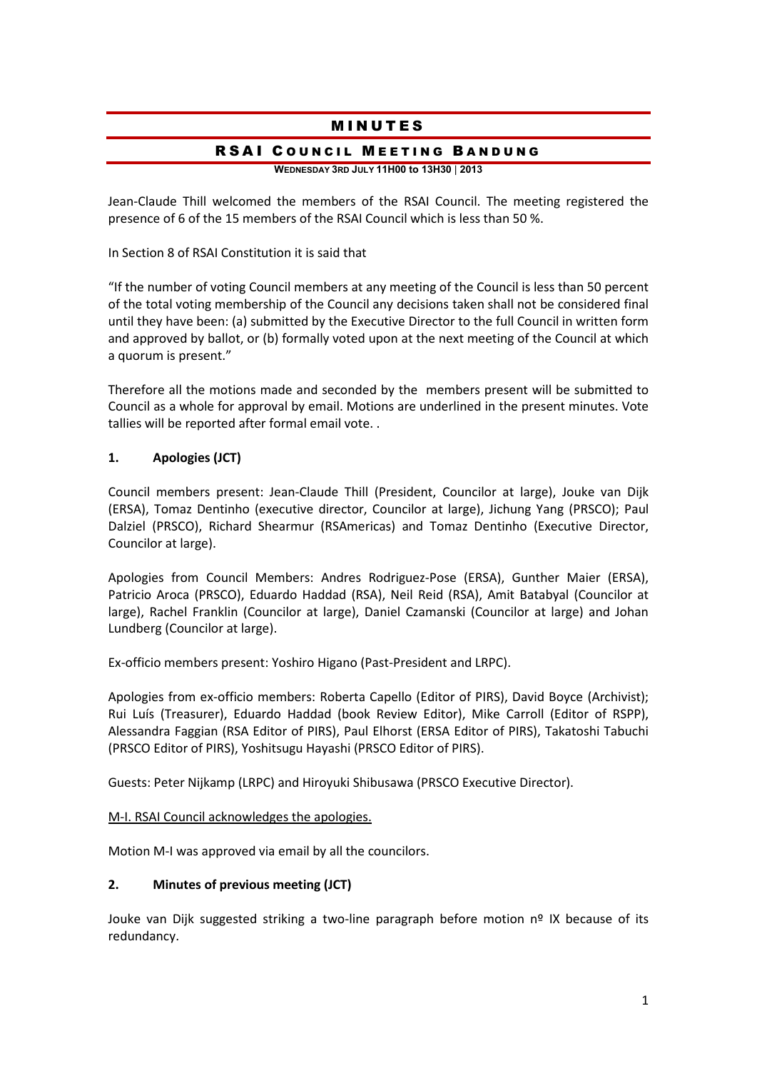# MINUTES

## RSAI COUNCIL MEETING BANDUNG

**WEDNESDAY 3RD JULY 11H00 to 13H30 | 2013**

Jean-Claude Thill welcomed the members of the RSAI Council. The meeting registered the presence of 6 of the 15 members of the RSAI Council which is less than 50 %.

In Section 8 of RSAI Constitution it is said that

"If the number of voting Council members at any meeting of the Council is less than 50 percent of the total voting membership of the Council any decisions taken shall not be considered final until they have been: (a) submitted by the Executive Director to the full Council in written form and approved by ballot, or (b) formally voted upon at the next meeting of the Council at which a quorum is present."

Therefore all the motions made and seconded by the members present will be submitted to Council as a whole for approval by email. Motions are underlined in the present minutes. Vote tallies will be reported after formal email vote. .

### 1. Apologies (JCT)

Council members present: Jean-Claude Thill (President, Councilor at large), Jouke van Dijk (ERSA), Tomaz Dentinho (executive director, Councilor at large), Jichung Yang (PRSCO); Paul Dalziel (PRSCO), Richard Shearmur (RSAmericas) and Tomaz Dentinho (Executive Director, Councilor at large).

Apologies from Council Members: Andres Rodriguez-Pose (ERSA), Gunther Maier (ERSA), Patricio Aroca (PRSCO), Eduardo Haddad (RSA), Neil Reid (RSA), Amit Batabyal (Councilor at large), Rachel Franklin (Councilor at large), Daniel Czamanski (Councilor at large) and Johan Lundberg (Councilor at large).

Ex-officio members present: Yoshiro Higano (Past-President and LRPC).

Apologies from ex-officio members: Roberta Capello (Editor of PIRS), David Boyce (Archivist); Rui Luís (Treasurer), Eduardo Haddad (book Review Editor), Mike Carroll (Editor of RSPP), Alessandra Faggian (RSA Editor of PIRS), Paul Elhorst (ERSA Editor of PIRS), Takatoshi Tabuchi (PRSCO Editor of PIRS), Yoshitsugu Hayashi (PRSCO Editor of PIRS).

Guests: Peter Nijkamp (LRPC) and Hiroyuki Shibusawa (PRSCO Executive Director).

<u>M-I. RSAI Council acknowledges the apologies.</u>

Motion M-I was approved via email by all the councilors.

### 2. Minutes of previous meeting (JCT)

Jouke van Dijk suggested striking a two-line paragraph before motion nº IX because of its redundancy.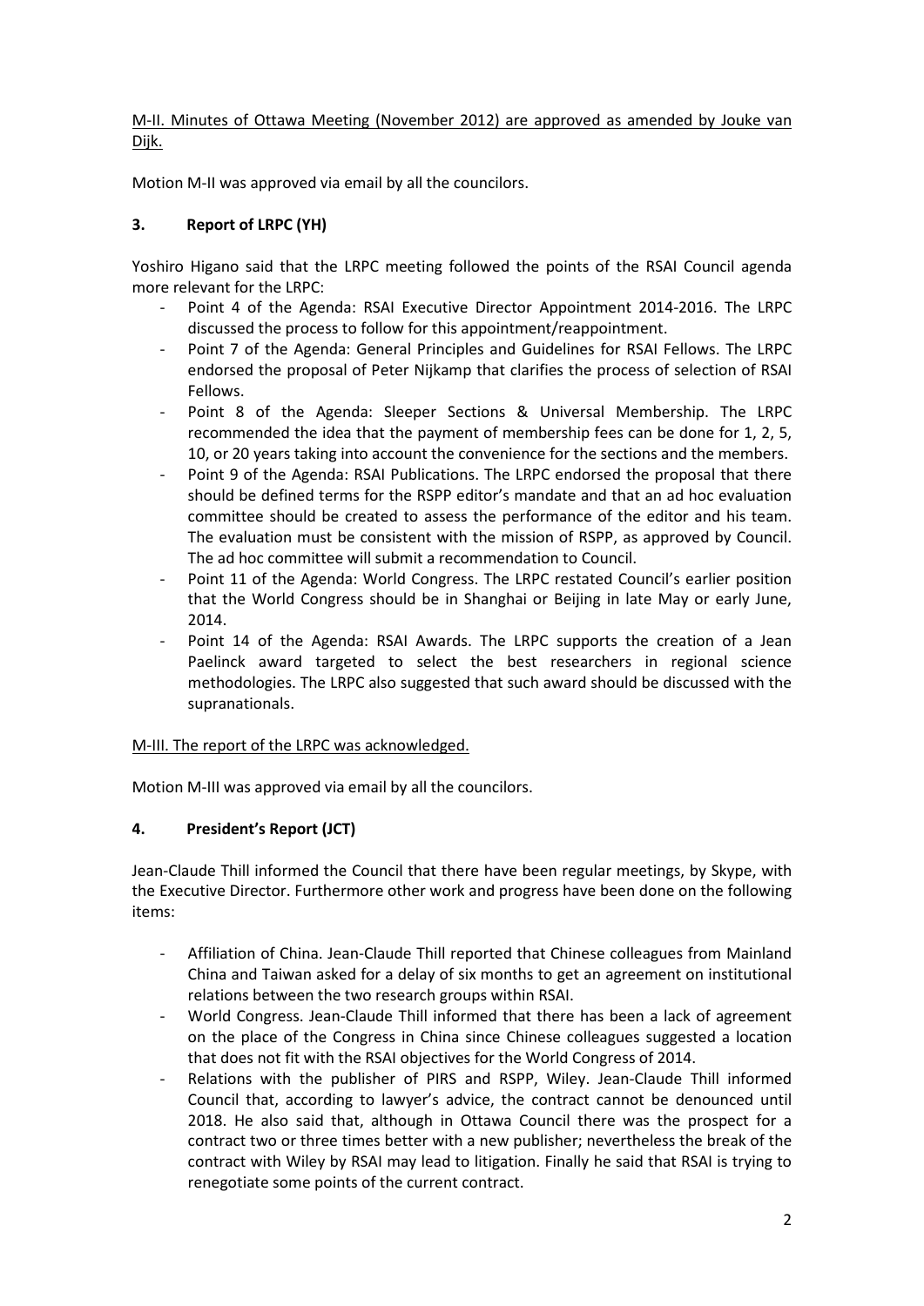M-II. Minutes of Ottawa Meeting (November 2012) are approved as amended by Jouke van Dijk.

Motion M-II was approved via email by all the councilors.

### 3. Report of LRPC (YH)

Yoshiro Higano said that the LRPC meeting followed the points of the RSAI Council agenda more relevant for the LRPC:

- Point 4 of the Agenda: RSAI Executive Director Appointment 2014-2016. The LRPC discussed the process to follow for this appointment/reappointment.
- Point 7 of the Agenda: General Principles and Guidelines for RSAI Fellows. The LRPC endorsed the proposal of Peter Nijkamp that clarifies the process of selection of RSAI Fellows.
- Point 8 of the Agenda: Sleeper Sections & Universal Membership. The LRPC recommended the idea that the payment of membership fees can be done for 1, 2, 5, 10, or 20 years taking into account the convenience for the sections and the members.
- Point 9 of the Agenda: RSAI Publications. The LRPC endorsed the proposal that there should be defined terms for the RSPP editor's mandate and that an ad hoc evaluation committee should be created to assess the performance of the editor and his team. The evaluation must be consistent with the mission of RSPP, as approved by Council. The ad hoc committee will submit a recommendation to Council.
- Point 11 of the Agenda: World Congress. The LRPC restated Council's earlier position that the World Congress should be in Shanghai or Beijing in late May or early June, 2014.
- Point 14 of the Agenda: RSAI Awards. The LRPC supports the creation of a Jean Paelinck award targeted to select the best researchers in regional science methodologies. The LRPC also suggested that such award should be discussed with the supranationals.

M-III. The report of the LRPC was acknowledged.

Motion M-III was approved via email by all the councilors.

### 4. President's Report (JCT)

Jean-Claude Thill informed the Council that there have been regular meetings, by Skype, with the Executive Director. Furthermore other work and progress have been done on the following items:

- Affiliation of China. Jean-Claude Thill reported that Chinese colleagues from Mainland China and Taiwan asked for a delay of six months to get an agreement on institutional relations between the two research groups within RSAI.
- World Congress. Jean-Claude Thill informed that there has been a lack of agreement on the place of the Congress in China since Chinese colleagues suggested a location that does not fit with the RSAI objectives for the World Congress of 2014.
- Relations with the publisher of PIRS and RSPP, Wiley. Jean-Claude Thill informed Council that, according to lawyer's advice, the contract cannot be denounced until 2018. He also said that, although in Ottawa Council there was the prospect for a contract two or three times better with a new publisher; nevertheless the break of the contract with Wiley by RSAI may lead to litigation. Finally he said that RSAI is trying to renegotiate some points of the current contract.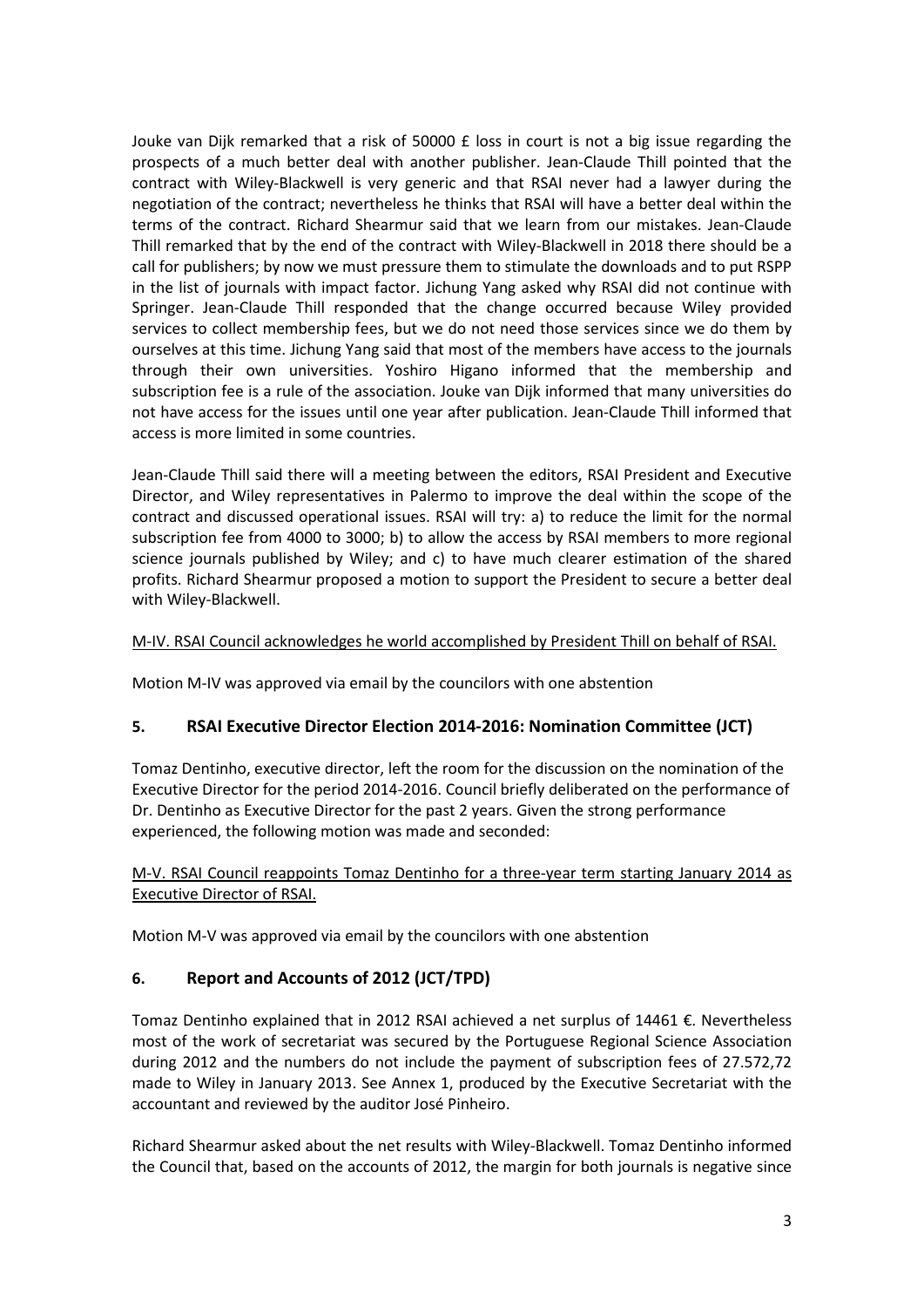Jouke van Dijk remarked that a risk of 50000 £ loss in court is not a big issue regarding the prospects of a much better deal with another publisher. Jean-Claude Thill pointed that the contract with Wiley-Blackwell is very generic and that RSAI never had a lawyer during the negotiation of the contract; nevertheless he thinks that RSAI will have a better deal within the terms of the contract. Richard Shearmur said that we learn from our mistakes. Jean-Claude Thill remarked that by the end of the contract with Wiley-Blackwell in 2018 there should be a call for publishers; by now we must pressure them to stimulate the downloads and to put RSPP in the list of journals with impact factor. Jichung Yang asked why RSAI did not continue with Springer. Jean-Claude Thill responded that the change occurred because Wiley provided services to collect membership fees, but we do not need those services since we do them by ourselves at this time. Jichung Yang said that most of the members have access to the journals through their own universities. Yoshiro Higano informed that the membership and subscription fee is a rule of the association. Jouke van Dijk informed that many universities do not have access for the issues until one year after publication. Jean-Claude Thill informed that access is more limited in some countries.

Jean-Claude Thill said there will a meeting between the editors, RSAI President and Executive Director, and Wiley representatives in Palermo to improve the deal within the scope of the contract and discussed operational issues. RSAI will try: a) to reduce the limit for the normal subscription fee from 4000 to 3000; b) to allow the access by RSAI members to more regional science journals published by Wiley; and c) to have much clearer estimation of the shared profits. Richard Shearmur proposed a motion to support the President to secure a better deal with Wiley-Blackwell.

M-IV. RSAI Council acknowledges he world accomplished by President Thill on behalf of RSAI.

Motion M-IV was approved via email by the councilors with one abstention

## 5. RSAI Executive Director Election 2014-2016: Nomination Committee (JCT)

Tomaz Dentinho, executive director, left the room for the discussion on the nomination of the Executive Director for the period 2014-2016. Council briefly deliberated on the performance of Dr. Dentinho as Executive Director for the past 2 years. Given the strong performance experienced, the following motion was made and seconded:

M-V. RSAI Council reappoints Tomaz Dentinho for a three-year term starting January 2014 as Executive Director of RSAI.

Motion M-V was approved via email by the councilors with one abstention

## 6. Report and Accounts of 2012 (JCT/TPD)

Tomaz Dentinho explained that in 2012 RSAI achieved a net surplus of 14461 €. Nevertheless most of the work of secretariat was secured by the Portuguese Regional Science Association during 2012 and the numbers do not include the payment of subscription fees of 27.572,72 made to Wiley in January 2013. See Annex 1, produced by the Executive Secretariat with the accountant and reviewed by the auditor José Pinheiro.

Richard Shearmur asked about the net results with Wiley-Blackwell. Tomaz Dentinho informed the Council that, based on the accounts of 2012, the margin for both journals is negative since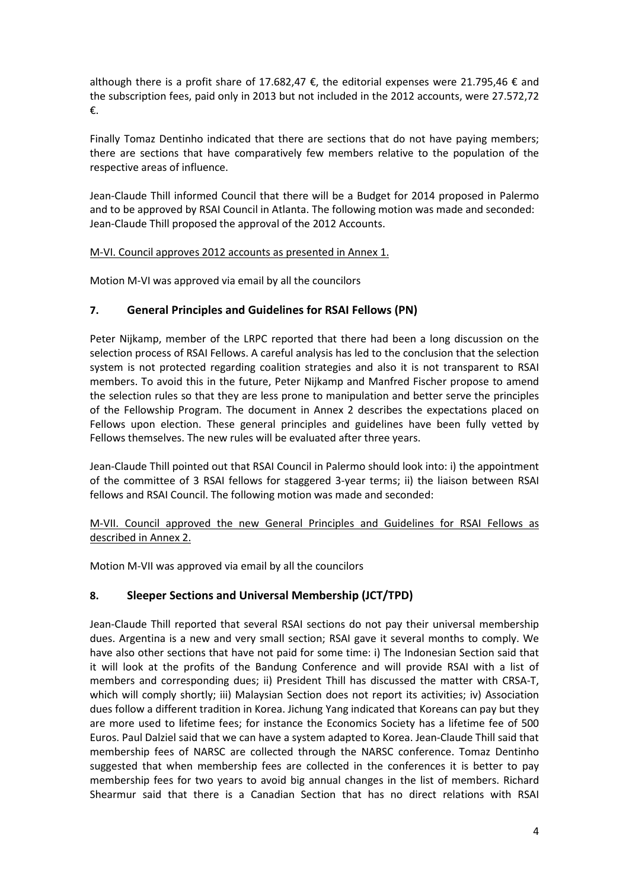although there is a profit share of 17.682,47 €, the editorial expenses were 21.795,46 € and the subscription fees, paid only in 2013 but not included in the 2012 accounts, were 27.572,72 €.

Finally Tomaz Dentinho indicated that there are sections that do not have paying members; there are sections that have comparatively few members relative to the population of the respective areas of influence.

Jean-Claude Thill informed Council that there will be a Budget for 2014 proposed in Palermo and to be approved by RSAI Council in Atlanta. The following motion was made and seconded: Jean-Claude Thill proposed the approval of the 2012 Accounts.

M-VI. Council approves 2012 accounts as presented in Annex 1.

Motion M-VI was approved via email by all the councilors

## 7. General Principles and Guidelines for RSAI Fellows (PN)

Peter Nijkamp, member of the LRPC reported that there had been a long discussion on the selection process of RSAI Fellows. A careful analysis has led to the conclusion that the selection system is not protected regarding coalition strategies and also it is not transparent to RSAI members. To avoid this in the future, Peter Nijkamp and Manfred Fischer propose to amend the selection rules so that they are less prone to manipulation and better serve the principles of the Fellowship Program. The document in Annex 2 describes the expectations placed on Fellows upon election. These general principles and guidelines have been fully vetted by Fellows themselves. The new rules will be evaluated after three years.

Jean-Claude Thill pointed out that RSAI Council in Palermo should look into: i) the appointment of the committee of 3 RSAI fellows for staggered 3-year terms; ii) the liaison between RSAI fellows and RSAI Council. The following motion was made and seconded:

M-VII. Council approved the new General Principles and Guidelines for RSAI Fellows as described in Annex 2.

Motion M-VII was approved via email by all the councilors

## 8. Sleeper Sections and Universal Membership (JCT/TPD)

Jean-Claude Thill reported that several RSAI sections do not pay their universal membership dues. Argentina is a new and very small section; RSAI gave it several months to comply. We have also other sections that have not paid for some time: i) The Indonesian Section said that it will look at the profits of the Bandung Conference and will provide RSAI with a list of members and corresponding dues; ii) President Thill has discussed the matter with CRSA-T, which will comply shortly; iii) Malaysian Section does not report its activities; iv) Association dues follow a different tradition in Korea. Jichung Yang indicated that Koreans can pay but they are more used to lifetime fees; for instance the Economics Society has a lifetime fee of 500 Euros. Paul Dalziel said that we can have a system adapted to Korea. Jean-Claude Thill said that membership fees of NARSC are collected through the NARSC conference. Tomaz Dentinho suggested that when membership fees are collected in the conferences it is better to pay membership fees for two years to avoid big annual changes in the list of members. Richard Shearmur said that there is a Canadian Section that has no direct relations with RSAI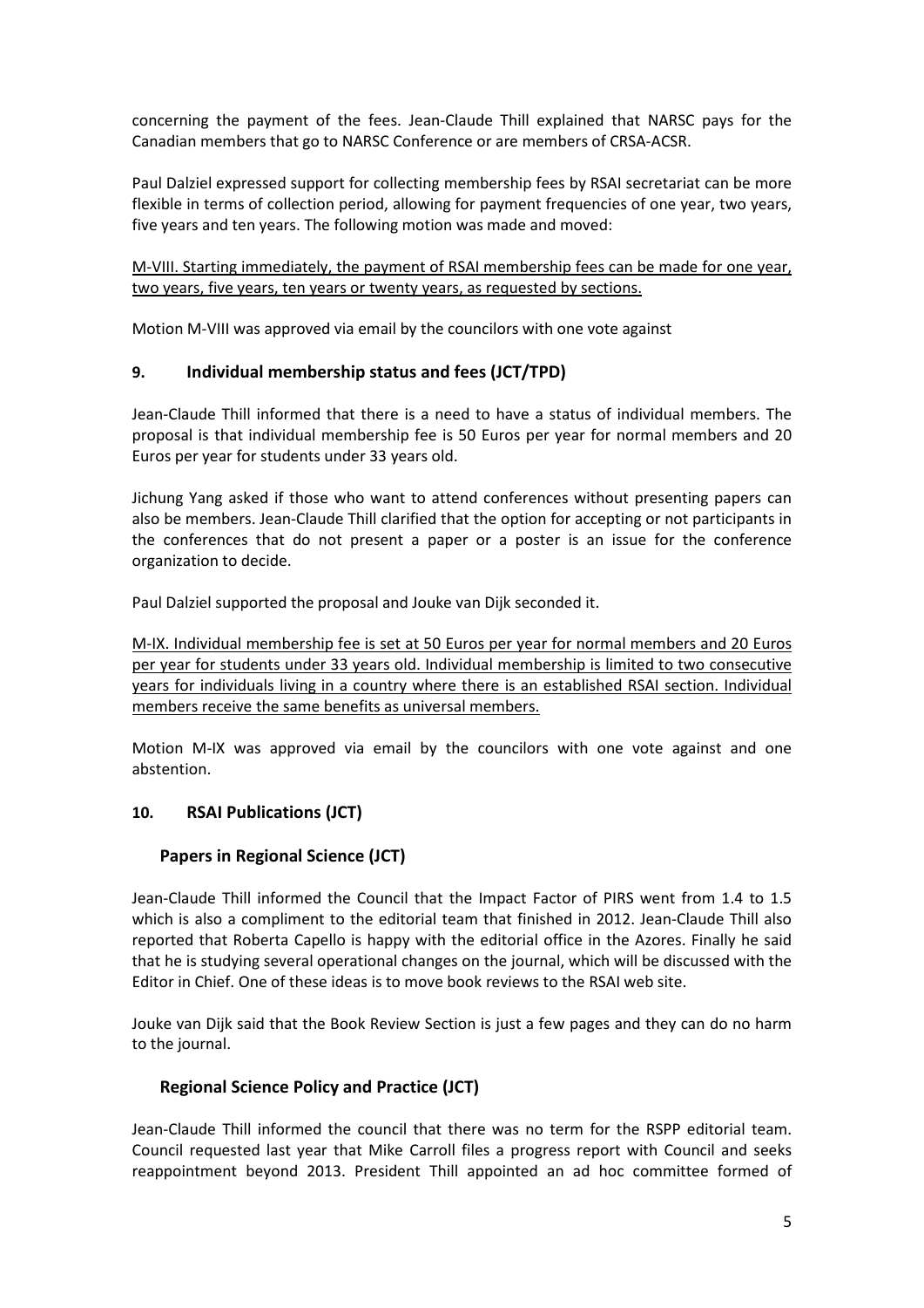concerning the payment of the fees. Jean-Claude Thill explained that NARSC pays for the Canadian members that go to NARSC Conference or are members of CRSA-ACSR.

Paul Dalziel expressed support for collecting membership fees by RSAI secretariat can be more flexible in terms of collection period, allowing for payment frequencies of one year, two years, five years and ten years. The following motion was made and moved:

<u>M-VIII. Starting immediately, the payment of RSAI membership fees can be made for one year, two years, five years, ten years or twenty years, as requested by sections.</u>

Motion M-VIII was approved via email by the councilors with one vote against

## 9. Individual membership status and fees (JCT/TPD)

Jean-Claude Thill informed that there is a need to have a status of individual members. The proposal is that individual membership fee is 50 Euros per year for normal members and 20 Euros per year for students under 33 years old.

Jichung Yang asked if those who want to attend conferences without presenting papers can also be members. Jean-Claude Thill clarified that the option for accepting or not participants in the conferences that do not present a paper or a poster is an issue for the conference organization to decide.

Paul Dalziel supported the proposal and Jouke van Dijk seconded it.

<u>M-IX. Individual membership fee is set at 50 Euros per year for normal members and 20 Euros per year for students under 33 years old. Individual membership is limited to two consecutive years for individuals living in a country where there is an established RSAI section. Individual members receive the same benefits as universal members.</u>

Motion M-IX was approved via email by the councilors with one vote against and one abstention.

## 10. RSAI Publications (JCT)

### Papers in Regional Science (JCT)

Jean-Claude Thill informed the Council that the Impact Factor of PIRS went from 1.4 to 1.5 which is also a compliment to the editorial team that finished in 2012. Jean-Claude Thill also reported that Roberta Capello is happy with the editorial office in the Azores. Finally he said that he is studying several operational changes on the journal, which will be discussed with the Editor in Chief. One of these ideas is to move book reviews to the RSAI web site.

Jouke van Dijk said that the Book Review Section is just a few pages and they can do no harm to the journal.

### Regional Science Policy and Practice (JCT)

Jean-Claude Thill informed the council that there was no term for the RSPP editorial team. Council requested last year that Mike Carroll files a progress report with Council and seeks reappointment beyond 2013. President Thill appointed an ad hoc committee formed of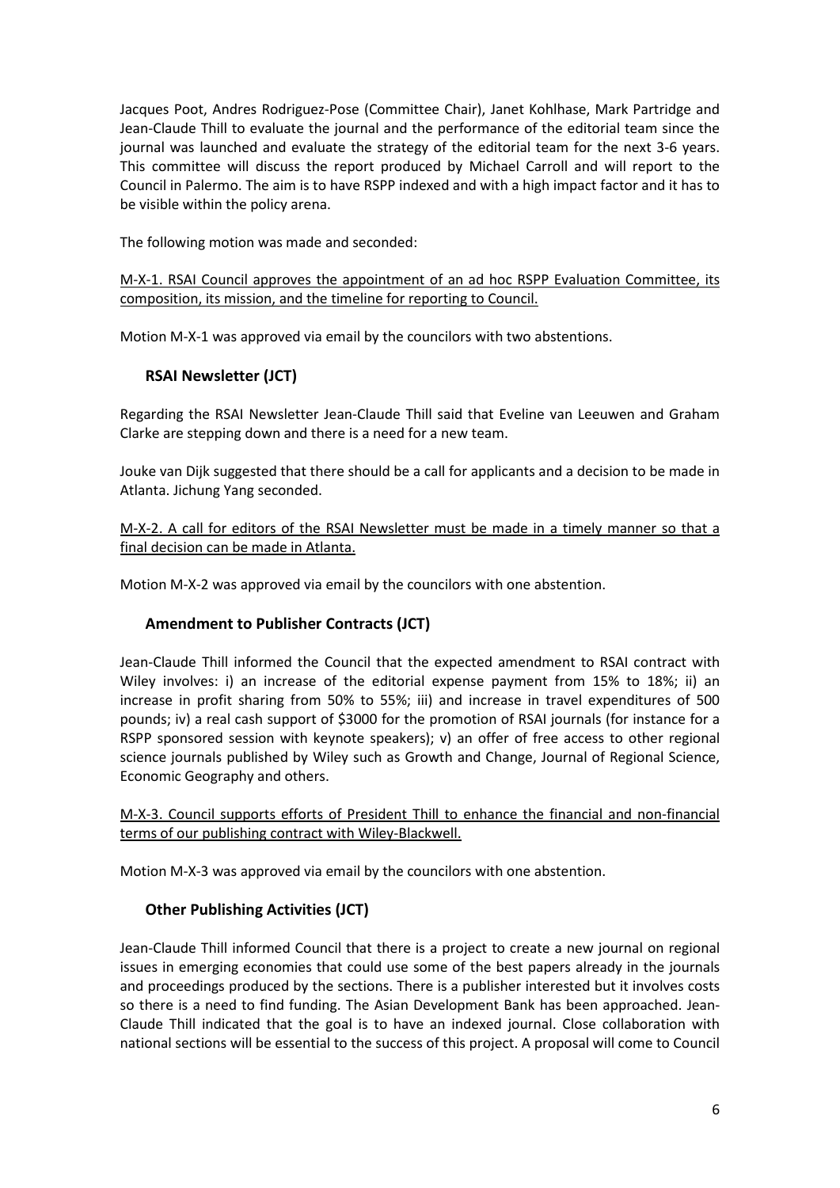Jacques Poot, Andres Rodriguez-Pose (Committee Chair), Janet Kohlhase, Mark Partridge and Jean-Claude Thill to evaluate the journal and the performance of the editorial team since the journal was launched and evaluate the strategy of the editorial team for the next 3-6 years. This committee will discuss the report produced by Michael Carroll and will report to the Council in Palermo. The aim is to have RSPP indexed and with a high impact factor and it has to be visible within the policy arena.

The following motion was made and seconded:

<u>M-X-1. RSAI Council approves the appointment of an ad hoc RSPP Evaluation Committee, its composition, its mission, and the timeline for reporting to Council.</u>

Motion M-X-1 was approved via email by the councilors with two abstentions.

### RSAI Newsletter (JCT)

Regarding the RSAI Newsletter Jean-Claude Thill said that Eveline van Leeuwen and Graham Clarke are stepping down and there is a need for a new team.

Jouke van Dijk suggested that there should be a call for applicants and a decision to be made in Atlanta. Jichung Yang seconded.

<u>M-X-2. A call for editors of the RSAI Newsletter must be made in a timely manner so that a final decision can be made in Atlanta.</u>

Motion M-X-2 was approved via email by the councilors with one abstention.

### Amendment to Publisher Contracts (JCT)

Jean-Claude Thill informed the Council that the expected amendment to RSAI contract with Wiley involves: i) an increase of the editorial expense payment from 15% to 18%; ii) an increase in profit sharing from 50% to 55%; iii) and increase in travel expenditures of 500 pounds; iv) a real cash support of $3000 for the promotion of RSAI journals (for instance for a RSPP sponsored session with keynote speakers); v) an offer of free access to other regional science journals published by Wiley such as Growth and Change, Journal of Regional Science, Economic Geography and others.

<u>M-X-3. Council supports efforts of President Thill to enhance the financial and non-financial terms of our publishing contract with Wiley-Blackwell.</u>

Motion M-X-3 was approved via email by the councilors with one abstention.

### Other Publishing Activities (JCT)

Jean-Claude Thill informed Council that there is a project to create a new journal on regional issues in emerging economies that could use some of the best papers already in the journals and proceedings produced by the sections. There is a publisher interested but it involves costs so there is a need to find funding. The Asian Development Bank has been approached. Jean-Claude Thill indicated that the goal is to have an indexed journal. Close collaboration with national sections will be essential to the success of this project. A proposal will come to Council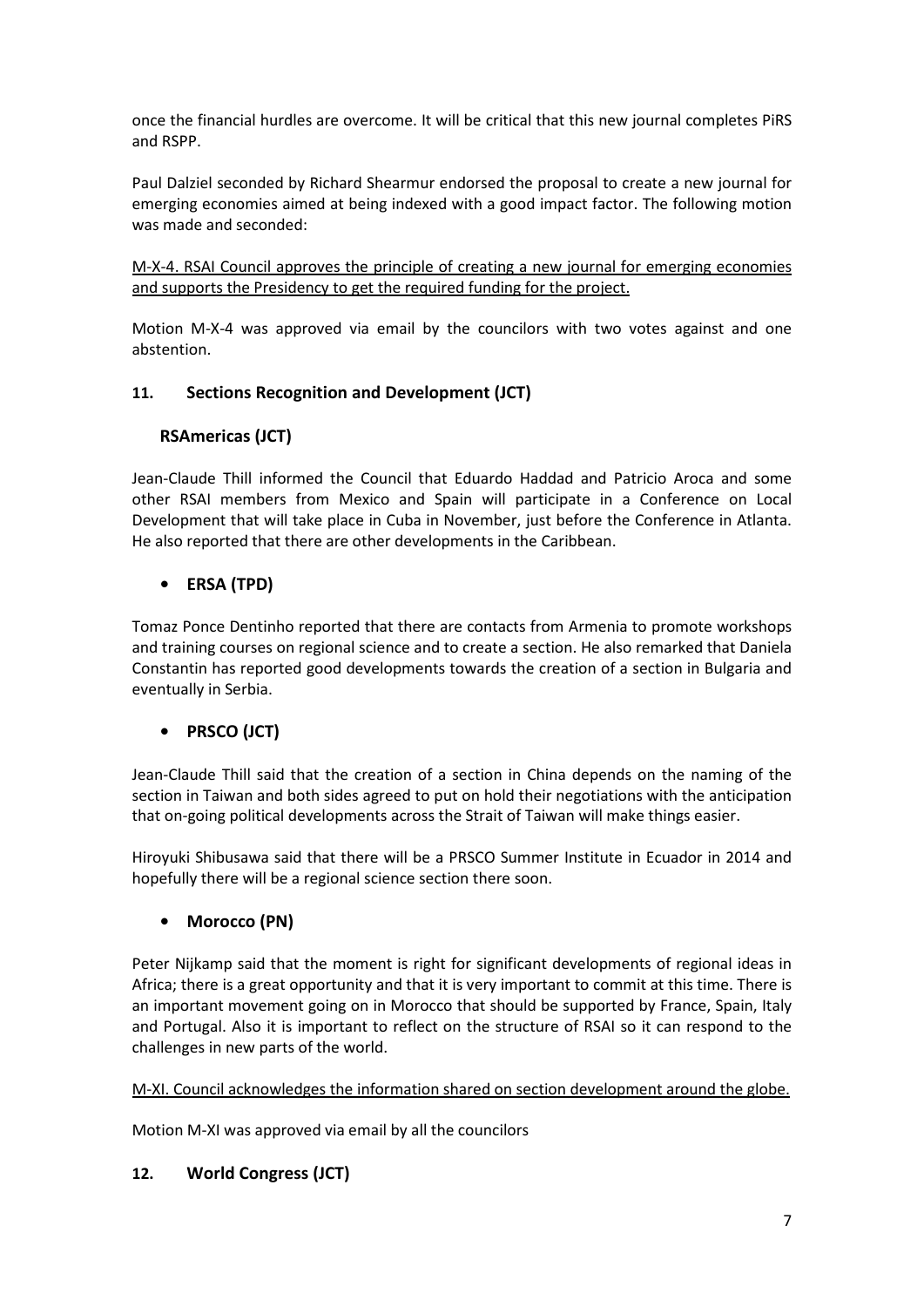once the financial hurdles are overcome. It will be critical that this new journal completes PiRS and RSPP.

Paul Dalziel seconded by Richard Shearmur endorsed the proposal to create a new journal for emerging economies aimed at being indexed with a good impact factor. The following motion was made and seconded:

<u>M-X-4. RSAI Council approves the principle of creating a new journal for emerging economies and supports the Presidency to get the required funding for the project.</u>

Motion M-X-4 was approved via email by the councilors with two votes against and one abstention.

## 11. Sections Recognition and Development (JCT)

### RSAmericas (JCT)

Jean-Claude Thill informed the Council that Eduardo Haddad and Patricio Aroca and some other RSAI members from Mexico and Spain will participate in a Conference on Local Development that will take place in Cuba in November, just before the Conference in Atlanta. He also reported that there are other developments in the Caribbean.

### • ERSA (TPD)

Tomaz Ponce Dentinho reported that there are contacts from Armenia to promote workshops and training courses on regional science and to create a section. He also remarked that Daniela Constantin has reported good developments towards the creation of a section in Bulgaria and eventually in Serbia.

### • PRSCO (JCT)

Jean-Claude Thill said that the creation of a section in China depends on the naming of the section in Taiwan and both sides agreed to put on hold their negotiations with the anticipation that on-going political developments across the Strait of Taiwan will make things easier.

Hiroyuki Shibusawa said that there will be a PRSCO Summer Institute in Ecuador in 2014 and hopefully there will be a regional science section there soon.

### • Morocco (PN)

Peter Nijkamp said that the moment is right for significant developments of regional ideas in Africa; there is a great opportunity and that it is very important to commit at this time. There is an important movement going on in Morocco that should be supported by France, Spain, Italy and Portugal. Also it is important to reflect on the structure of RSAI so it can respond to the challenges in new parts of the world.

<u>M-XI. Council acknowledges the information shared on section development around the globe.</u>

Motion M-XI was approved via email by all the councilors

## 12. World Congress (JCT)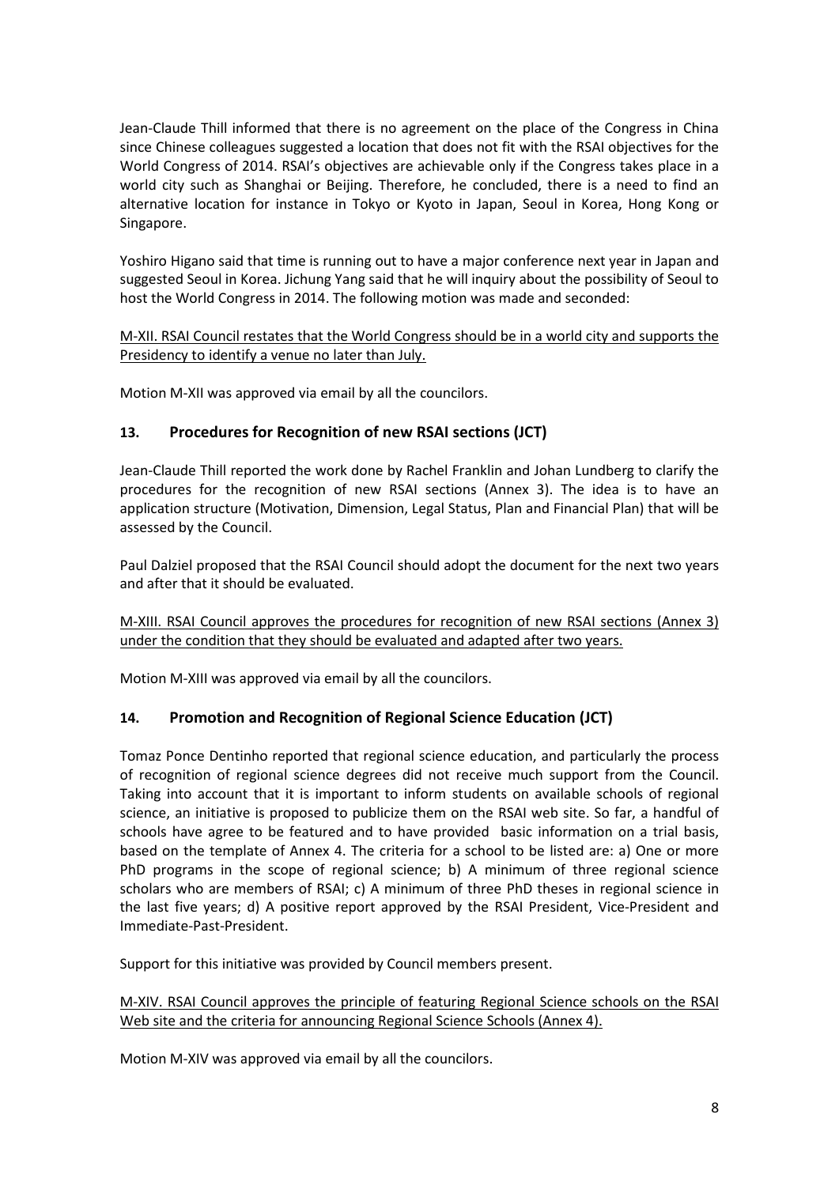Jean-Claude Thill informed that there is no agreement on the place of the Congress in China since Chinese colleagues suggested a location that does not fit with the RSAI objectives for the World Congress of 2014. RSAI's objectives are achievable only if the Congress takes place in a world city such as Shanghai or Beijing. Therefore, he concluded, there is a need to find an alternative location for instance in Tokyo or Kyoto in Japan, Seoul in Korea, Hong Kong or Singapore.

Yoshiro Higano said that time is running out to have a major conference next year in Japan and suggested Seoul in Korea. Jichung Yang said that he will inquiry about the possibility of Seoul to host the World Congress in 2014. The following motion was made and seconded:

<u>M-XII. RSAI Council restates that the World Congress should be in a world city and supports the Presidency to identify a venue no later than July.</u>

Motion M-XII was approved via email by all the councilors.

## 13. Procedures for Recognition of new RSAI sections (JCT)

Jean-Claude Thill reported the work done by Rachel Franklin and Johan Lundberg to clarify the procedures for the recognition of new RSAI sections (Annex 3). The idea is to have an application structure (Motivation, Dimension, Legal Status, Plan and Financial Plan) that will be assessed by the Council.

Paul Dalziel proposed that the RSAI Council should adopt the document for the next two years and after that it should be evaluated.

<u>M-XIII. RSAI Council approves the procedures for recognition of new RSAI sections (Annex 3) under the condition that they should be evaluated and adapted after two years.</u>

Motion M-XIII was approved via email by all the councilors.

## 14. Promotion and Recognition of Regional Science Education (JCT)

Tomaz Ponce Dentinho reported that regional science education, and particularly the process of recognition of regional science degrees did not receive much support from the Council. Taking into account that it is important to inform students on available schools of regional science, an initiative is proposed to publicize them on the RSAI web site. So far, a handful of schools have agree to be featured and to have provided basic information on a trial basis, based on the template of Annex 4. The criteria for a school to be listed are: a) One or more PhD programs in the scope of regional science; b) A minimum of three regional science scholars who are members of RSAI; c) A minimum of three PhD theses in regional science in the last five years; d) A positive report approved by the RSAI President, Vice-President and Immediate-Past-President.

Support for this initiative was provided by Council members present.

<u>M-XIV. RSAI Council approves the principle of featuring Regional Science schools on the RSAI Web site and the criteria for announcing Regional Science Schools (Annex 4).</u>

Motion M-XIV was approved via email by all the councilors.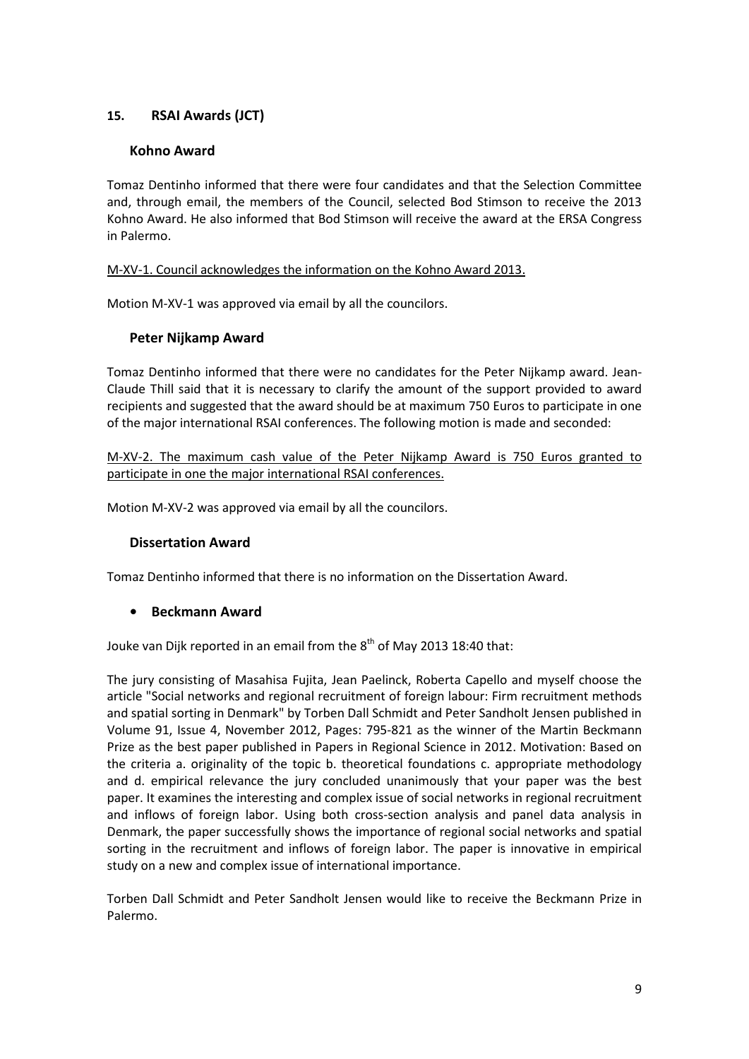## 15. RSAI Awards (JCT)

### Kohno Award

Tomaz Dentinho informed that there were four candidates and that the Selection Committee and, through email, the members of the Council, selected Bod Stimson to receive the 2013 Kohno Award. He also informed that Bod Stimson will receive the award at the ERSA Congress in Palermo.

M-XV-1. Council acknowledges the information on the Kohno Award 2013.

Motion M-XV-1 was approved via email by all the councilors.

### Peter Nijkamp Award

Tomaz Dentinho informed that there were no candidates for the Peter Nijkamp award. Jean-Claude Thill said that it is necessary to clarify the amount of the support provided to award recipients and suggested that the award should be at maximum 750 Euros to participate in one of the major international RSAI conferences. The following motion is made and seconded:

M-XV-2. The maximum cash value of the Peter Nijkamp Award is 750 Euros granted to participate in one the major international RSAI conferences.

Motion M-XV-2 was approved via email by all the councilors.

### Dissertation Award

Tomaz Dentinho informed that there is no information on the Dissertation Award.

- ### Beckmann Award

Jouke van Dijk reported in an email from the 8th of May 2013 18:40 that:

The jury consisting of Masahisa Fujita, Jean Paelinck, Roberta Capello and myself choose the article "Social networks and regional recruitment of foreign labour: Firm recruitment methods and spatial sorting in Denmark" by Torben Dall Schmidt and Peter Sandholt Jensen published in Volume 91, Issue 4, November 2012, Pages: 795-821 as the winner of the Martin Beckmann Prize as the best paper published in Papers in Regional Science in 2012. Motivation: Based on the criteria a. originality of the topic b. theoretical foundations c. appropriate methodology and d. empirical relevance the jury concluded unanimously that your paper was the best paper. It examines the interesting and complex issue of social networks in regional recruitment and inflows of foreign labor. Using both cross-section analysis and panel data analysis in Denmark, the paper successfully shows the importance of regional social networks and spatial sorting in the recruitment and inflows of foreign labor. The paper is innovative in empirical study on a new and complex issue of international importance.

Torben Dall Schmidt and Peter Sandholt Jensen would like to receive the Beckmann Prize in Palermo.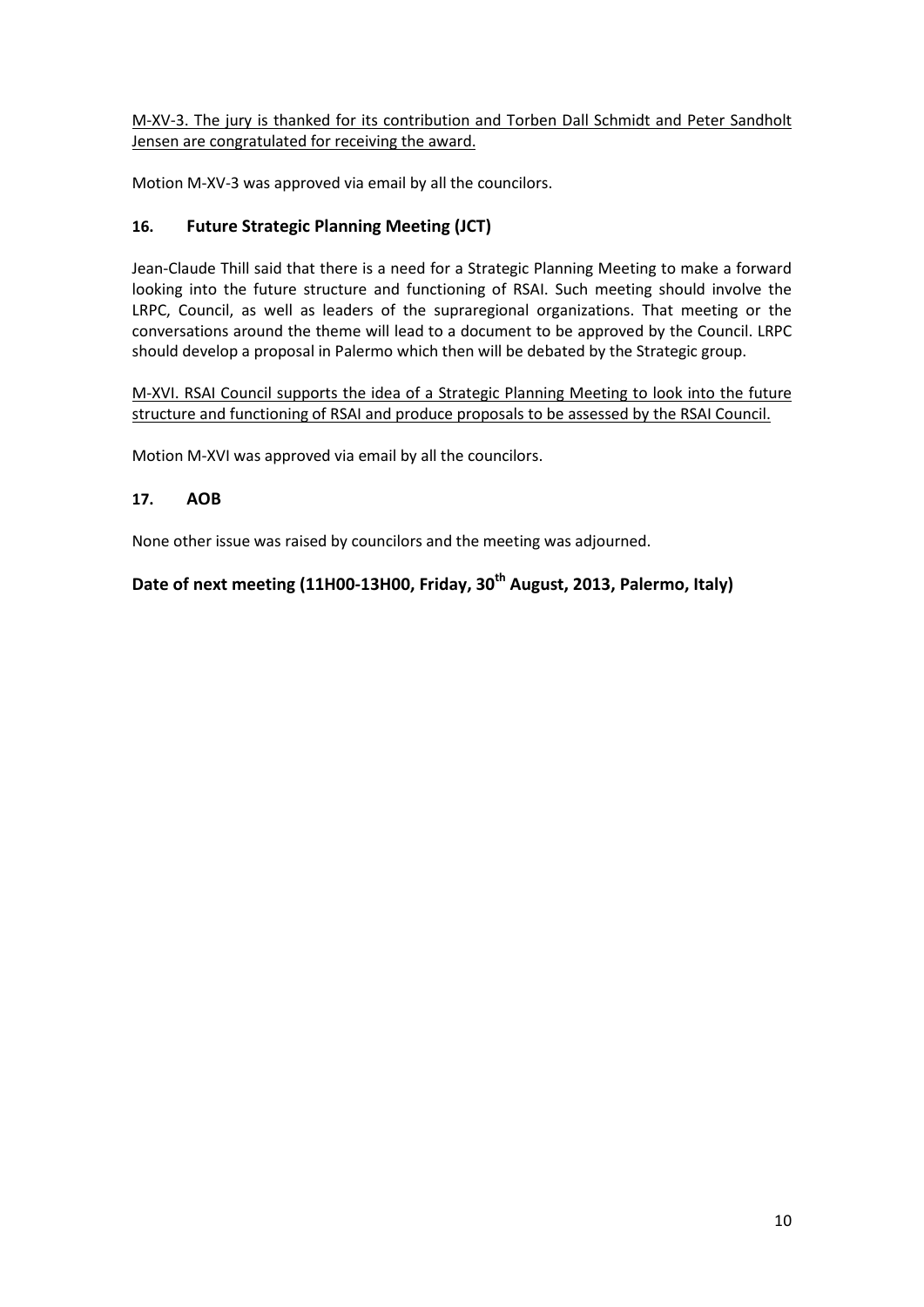M-XV-3. The jury is thanked for its contribution and Torben Dall Schmidt and Peter Sandholt Jensen are congratulated for receiving the award.

Motion M-XV-3 was approved via email by all the councilors.

## 16. Future Strategic Planning Meeting (JCT)

Jean-Claude Thill said that there is a need for a Strategic Planning Meeting to make a forward looking into the future structure and functioning of RSAI. Such meeting should involve the LRPC, Council, as well as leaders of the supraregional organizations. That meeting or the conversations around the theme will lead to a document to be approved by the Council. LRPC should develop a proposal in Palermo which then will be debated by the Strategic group.

M-XVI. RSAI Council supports the idea of a Strategic Planning Meeting to look into the future structure and functioning of RSAI and produce proposals to be assessed by the RSAI Council.

Motion M-XVI was approved via email by all the councilors.

## 17. AOB

None other issue was raised by councilors and the meeting was adjourned.

## Date of next meeting (11H00-13H00, Friday, 30th August, 2013, Palermo, Italy)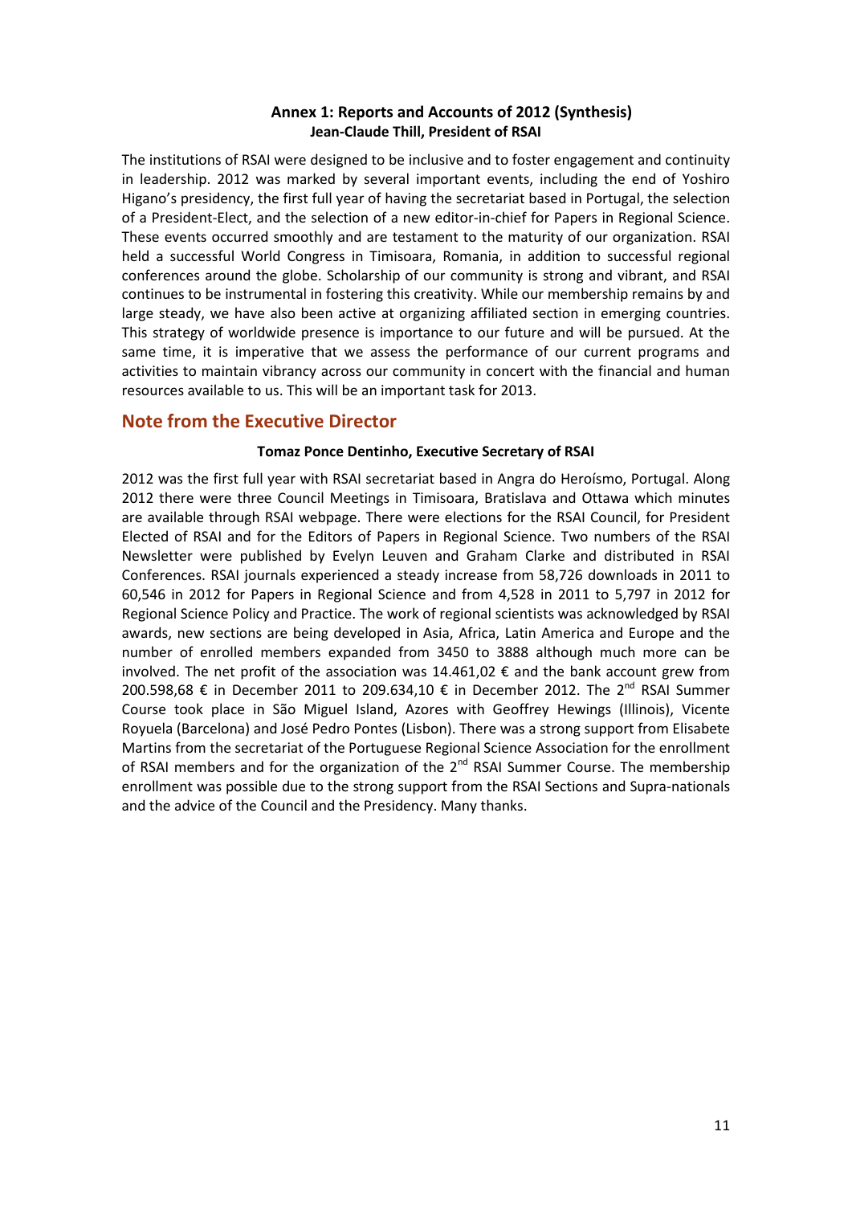**Annex 1: Reports and Accounts of 2012 (Synthesis)**
**Jean-Claude Thill, President of RSAI**

The institutions of RSAI were designed to be inclusive and to foster engagement and continuity in leadership. 2012 was marked by several important events, including the end of Yoshiro Higano's presidency, the first full year of having the secretariat based in Portugal, the selection of a President-Elect, and the selection of a new editor-in-chief for Papers in Regional Science. These events occurred smoothly and are testament to the maturity of our organization. RSAI held a successful World Congress in Timisoara, Romania, in addition to successful regional conferences around the globe. Scholarship of our community is strong and vibrant, and RSAI continues to be instrumental in fostering this creativity. While our membership remains by and large steady, we have also been active at organizing affiliated section in emerging countries. This strategy of worldwide presence is importance to our future and will be pursued. At the same time, it is imperative that we assess the performance of our current programs and activities to maintain vibrancy across our community in concert with the financial and human resources available to us. This will be an important task for 2013.

## Note from the Executive Director

**Tomaz Ponce Dentinho, Executive Secretary of RSAI**

2012 was the first full year with RSAI secretariat based in Angra do Heroísmo, Portugal. Along 2012 there were three Council Meetings in Timisoara, Bratislava and Ottawa which minutes are available through RSAI webpage. There were elections for the RSAI Council, for President Elected of RSAI and for the Editors of Papers in Regional Science. Two numbers of the RSAI Newsletter were published by Evelyn Leuven and Graham Clarke and distributed in RSAI Conferences. RSAI journals experienced a steady increase from 58,726 downloads in 2011 to 60,546 in 2012 for Papers in Regional Science and from 4,528 in 2011 to 5,797 in 2012 for Regional Science Policy and Practice. The work of regional scientists was acknowledged by RSAI awards, new sections are being developed in Asia, Africa, Latin America and Europe and the number of enrolled members expanded from 3450 to 3888 although much more can be involved. The net profit of the association was 14.461,02 € and the bank account grew from 200.598,68 € in December 2011 to 209.634,10 € in December 2012. The 2nd RSAI Summer Course took place in São Miguel Island, Azores with Geoffrey Hewings (Illinois), Vicente Royuela (Barcelona) and José Pedro Pontes (Lisbon). There was a strong support from Elisabete Martins from the secretariat of the Portuguese Regional Science Association for the enrollment of RSAI members and for the organization of the 2nd RSAI Summer Course. The membership enrollment was possible due to the strong support from the RSAI Sections and Supra-nationals and the advice of the Council and the Presidency. Many thanks.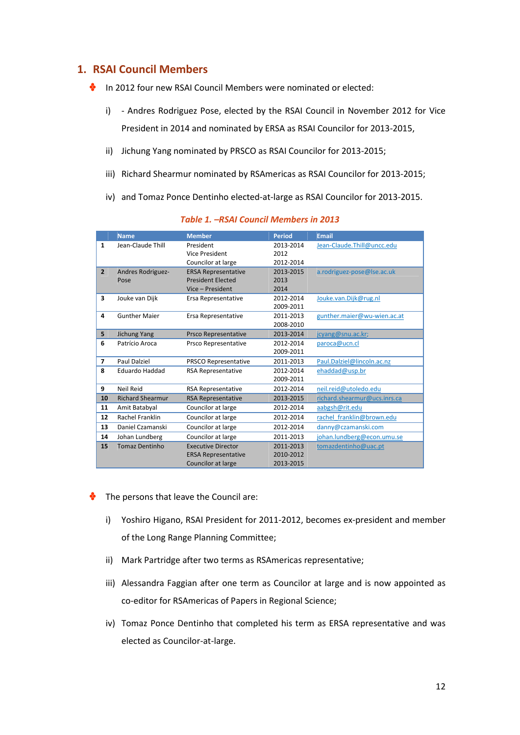## 1. RSAI Council Members

- In 2012 four new RSAI Council Members were nominated or elected:

  i) - Andres Rodriguez Pose, elected by the RSAI Council in November 2012 for Vice President in 2014 and nominated by ERSA as RSAI Councilor for 2013-2015,

  ii) Jichung Yang nominated by PRSCO as RSAI Councilor for 2013-2015;

  iii) Richard Shearmur nominated by RSAmericas as RSAI Councilor for 2013-2015;

  iv) and Tomaz Ponce Dentinho elected-at-large as RSAI Councilor for 2013-2015.

*Table 1. –RSAI Council Members in 2013*

| | Name | Member | Period | Email |
|---|---|---|---|---|
| 1 | Jean-Claude Thill | President<br>Vice President<br>Councilor at large | 2013-2014<br>2012<br>2012-2014 | Jean-Claude.Thill@uncc.edu |
| 2 | Andres Rodriguez-Pose | ERSA Representative<br>President Elected<br>Vice – President | 2013-2015<br>2013<br>2014 | a.rodriguez-pose@lse.ac.uk |
| 3 | Jouke van Dijk | Ersa Representative | 2012-2014<br>2009-2011 | Jouke.van.Dijk@rug.nl |
| 4 | Gunther Maier | Ersa Representative | 2011-2013<br>2008-2010 | gunther.maier@wu-wien.ac.at |
| 5 | Jichung Yang | Prsco Representative | 2013-2014 | jcyang@snu.ac.kr; |
| 6 | Patricio Aroca | Prsco Representative | 2012-2014<br>2009-2011 | paroca@ucn.cl |
| 7 | Paul Dalziel | PRSCO Representative | 2011-2013 | Paul.Dalziel@lincoln.ac.nz |
| 8 | Eduardo Haddad | RSA Representative | 2012-2014<br>2009-2011 | ehaddad@usp.br |
| 9 | Neil Reid | RSA Representative | 2012-2014 | neil.reid@utoledo.edu |
| 10 | Richard Shearmur | RSA Representative | 2013-2015 | richard.shearmur@ucs.inrs.ca |
| 11 | Amit Batabyal | Councilor at large | 2012-2014 | aabgsh@rit.edu |
| 12 | Rachel Franklin | Councilor at large | 2012-2014 | rachel_franklin@brown.edu |
| 13 | Daniel Czamanski | Councilor at large | 2012-2014 | danny@czamanski.com |
| 14 | Johan Lundberg | Councilor at large | 2011-2013 | johan.lundberg@econ.umu.se |
| 15 | Tomaz Dentinho | Executive Director<br>ERSA Representative<br>Councilor at large | 2011-2013<br>2010-2012<br>2013-2015 | tomazdentinho@uac.pt |

- The persons that leave the Council are:

  i) Yoshiro Higano, RSAI President for 2011-2012, becomes ex-president and member of the Long Range Planning Committee;

  ii) Mark Partridge after two terms as RSAmericas representative;

  iii) Alessandra Faggian after one term as Councilor at large and is now appointed as co-editor for RSAmericas of Papers in Regional Science;

  iv) Tomaz Ponce Dentinho that completed his term as ERSA representative and was elected as Councilor-at-large.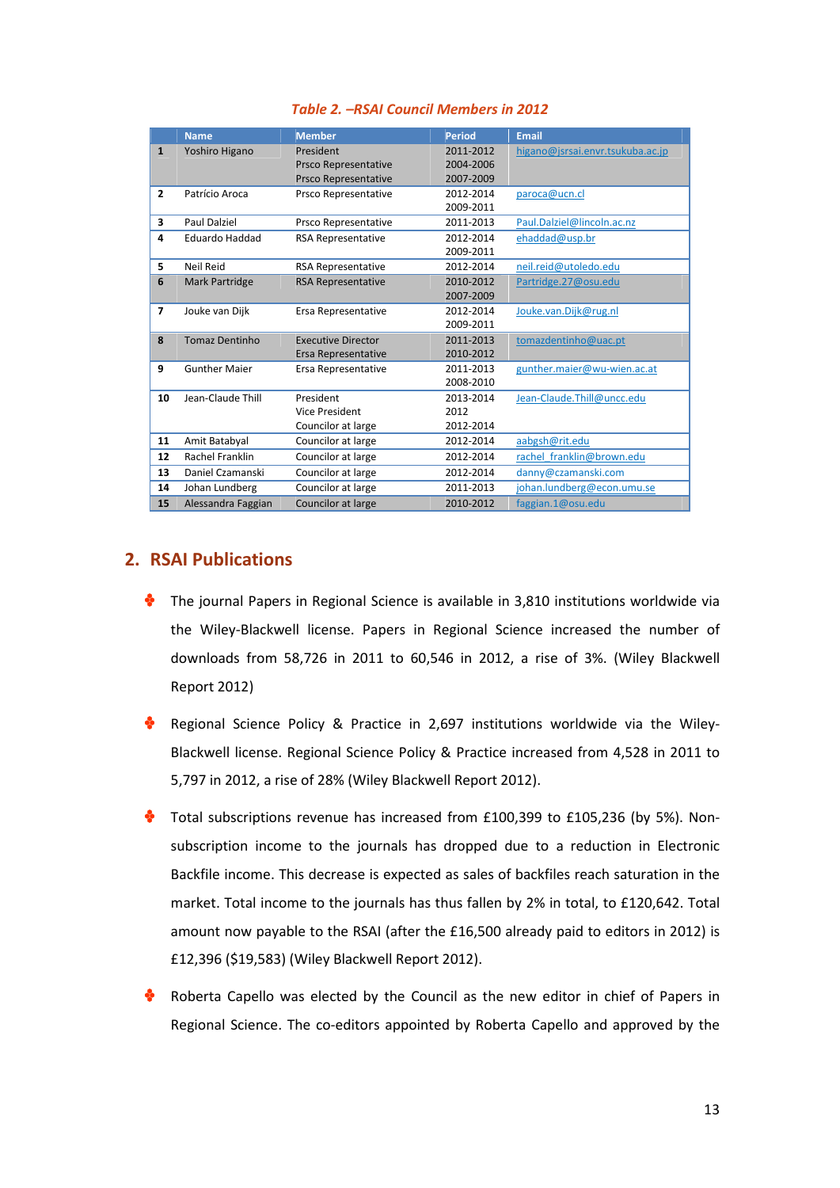*Table 2. –RSAI Council Members in 2012*

| | Name | Member | Period | Email |
|---|---|---|---|---|
| 1 | Yoshiro Higano | President<br>Prsco Representative<br>Prsco Representative | 2011-2012<br>2004-2006<br>2007-2009 | higano@jsrsai.envr.tsukuba.ac.jp |
| 2 | Patrício Aroca | Prsco Representative | 2012-2014<br>2009-2011 | paroca@ucn.cl |
| 3 | Paul Dalziel | Prsco Representative | 2011-2013 | Paul.Dalziel@lincoln.ac.nz |
| 4 | Eduardo Haddad | RSA Representative | 2012-2014<br>2009-2011 | ehaddad@usp.br |
| 5 | Neil Reid | RSA Representative | 2012-2014 | neil.reid@utoledo.edu |
| 6 | Mark Partridge | RSA Representative | 2010-2012<br>2007-2009 | Partridge.27@osu.edu |
| 7 | Jouke van Dijk | Ersa Representative | 2012-2014<br>2009-2011 | Jouke.van.Dijk@rug.nl |
| 8 | Tomaz Dentinho | Executive Director<br>Ersa Representative | 2011-2013<br>2010-2012 | tomazdentinho@uac.pt |
| 9 | Gunther Maier | Ersa Representative | 2011-2013<br>2008-2010 | gunther.maier@wu-wien.ac.at |
| 10 | Jean-Claude Thill | President<br>Vice President<br>Councilor at large | 2013-2014<br>2012<br>2012-2014 | Jean-Claude.Thill@uncc.edu |
| 11 | Amit Batabyal | Councilor at large | 2012-2014 | aabgsh@rit.edu |
| 12 | Rachel Franklin | Councilor at large | 2012-2014 | rachel_franklin@brown.edu |
| 13 | Daniel Czamanski | Councilor at large | 2012-2014 | danny@czamanski.com |
| 14 | Johan Lundberg | Councilor at large | 2011-2013 | johan.lundberg@econ.umu.se |
| 15 | Alessandra Faggian | Councilor at large | 2010-2012 | faggian.1@osu.edu |

## 2. RSAI Publications

- The journal Papers in Regional Science is available in 3,810 institutions worldwide via the Wiley-Blackwell license. Papers in Regional Science increased the number of downloads from 58,726 in 2011 to 60,546 in 2012, a rise of 3%. (Wiley Blackwell Report 2012)

- Regional Science Policy & Practice in 2,697 institutions worldwide via the Wiley-Blackwell license. Regional Science Policy & Practice increased from 4,528 in 2011 to 5,797 in 2012, a rise of 28% (Wiley Blackwell Report 2012).

- Total subscriptions revenue has increased from £100,399 to £105,236 (by 5%). Non-subscription income to the journals has dropped due to a reduction in Electronic Backfile income. This decrease is expected as sales of backfiles reach saturation in the market. Total income to the journals has thus fallen by 2% in total, to £120,642. Total amount now payable to the RSAI (after the £16,500 already paid to editors in 2012) is £12,396 ($19,583) (Wiley Blackwell Report 2012).

- Roberta Capello was elected by the Council as the new editor in chief of Papers in Regional Science. The co-editors appointed by Roberta Capello and approved by the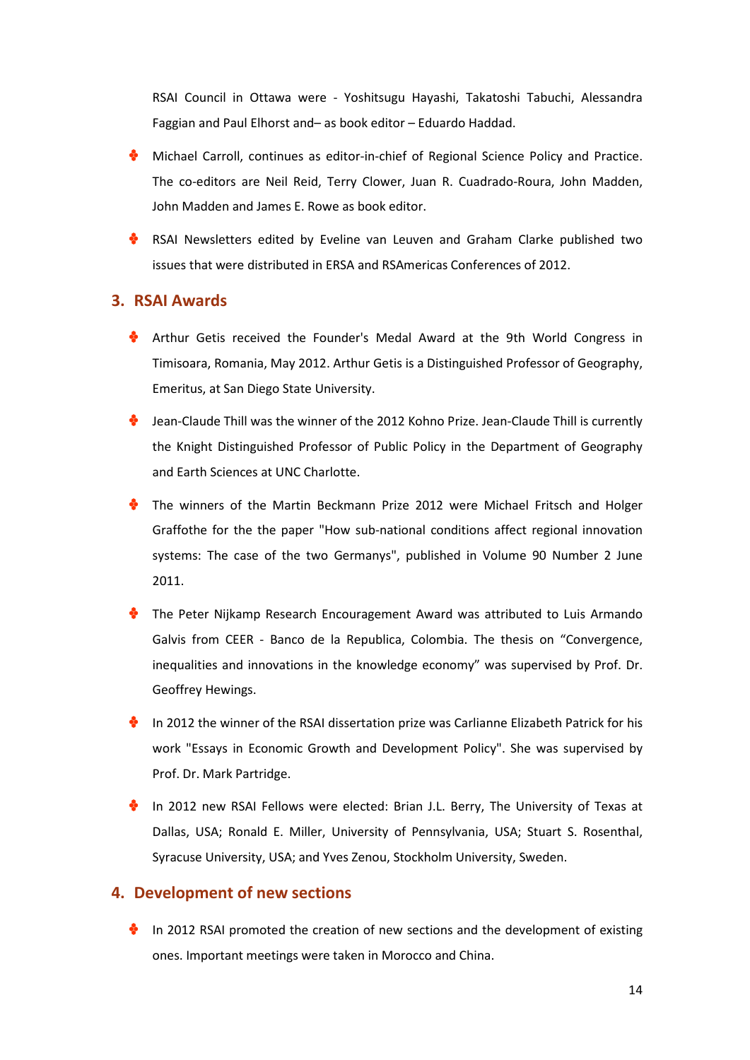RSAI Council in Ottawa were - Yoshitsugu Hayashi, Takatoshi Tabuchi, Alessandra Faggian and Paul Elhorst and– as book editor – Eduardo Haddad.

- Michael Carroll, continues as editor-in-chief of Regional Science Policy and Practice. The co-editors are Neil Reid, Terry Clower, Juan R. Cuadrado-Roura, John Madden, John Madden and James E. Rowe as book editor.
- RSAI Newsletters edited by Eveline van Leuven and Graham Clarke published two issues that were distributed in ERSA and RSAmericas Conferences of 2012.

## 3. RSAI Awards

- Arthur Getis received the Founder's Medal Award at the 9th World Congress in Timisoara, Romania, May 2012. Arthur Getis is a Distinguished Professor of Geography, Emeritus, at San Diego State University.
- Jean-Claude Thill was the winner of the 2012 Kohno Prize. Jean-Claude Thill is currently the Knight Distinguished Professor of Public Policy in the Department of Geography and Earth Sciences at UNC Charlotte.
- The winners of the Martin Beckmann Prize 2012 were Michael Fritsch and Holger Graffothe for the the paper "How sub-national conditions affect regional innovation systems: The case of the two Germanys", published in Volume 90 Number 2 June 2011.
- The Peter Nijkamp Research Encouragement Award was attributed to Luis Armando Galvis from CEER - Banco de la Republica, Colombia. The thesis on "Convergence, inequalities and innovations in the knowledge economy" was supervised by Prof. Dr. Geoffrey Hewings.
- In 2012 the winner of the RSAI dissertation prize was Carlianne Elizabeth Patrick for his work "Essays in Economic Growth and Development Policy". She was supervised by Prof. Dr. Mark Partridge.
- In 2012 new RSAI Fellows were elected: Brian J.L. Berry, The University of Texas at Dallas, USA; Ronald E. Miller, University of Pennsylvania, USA; Stuart S. Rosenthal, Syracuse University, USA; and Yves Zenou, Stockholm University, Sweden.

## 4. Development of new sections

- In 2012 RSAI promoted the creation of new sections and the development of existing ones. Important meetings were taken in Morocco and China.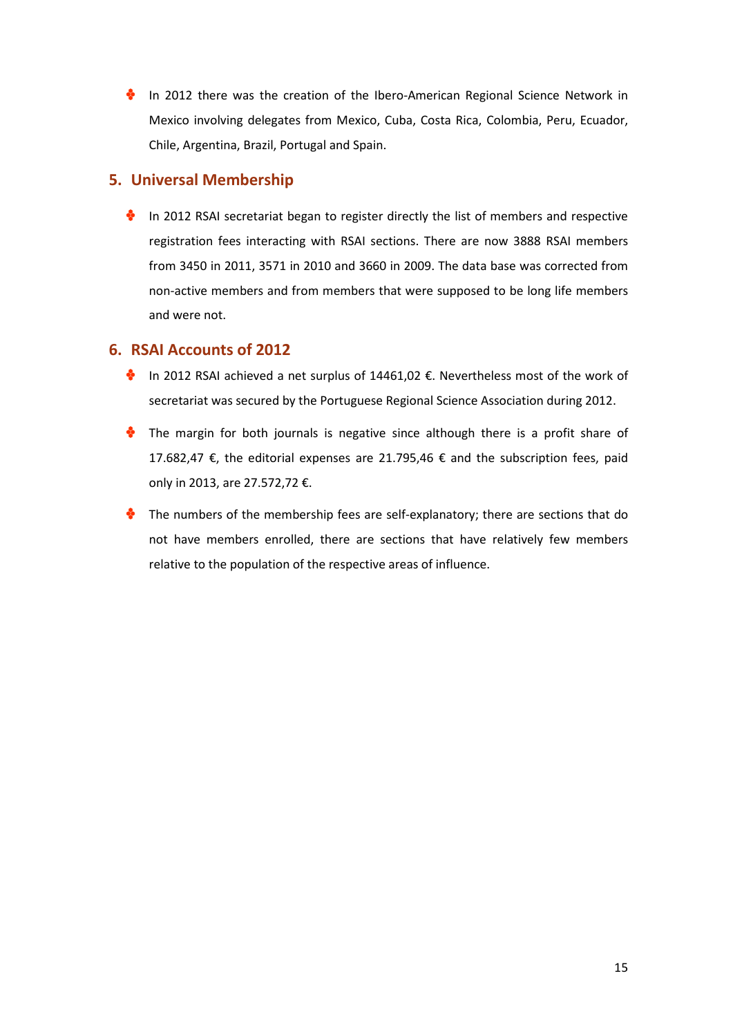- In 2012 there was the creation of the Ibero-American Regional Science Network in Mexico involving delegates from Mexico, Cuba, Costa Rica, Colombia, Peru, Ecuador, Chile, Argentina, Brazil, Portugal and Spain.

## 5. Universal Membership

- In 2012 RSAI secretariat began to register directly the list of members and respective registration fees interacting with RSAI sections. There are now 3888 RSAI members from 3450 in 2011, 3571 in 2010 and 3660 in 2009. The data base was corrected from non-active members and from members that were supposed to be long life members and were not.

## 6. RSAI Accounts of 2012

- In 2012 RSAI achieved a net surplus of 14461,02 €. Nevertheless most of the work of secretariat was secured by the Portuguese Regional Science Association during 2012.
- The margin for both journals is negative since although there is a profit share of 17.682,47 €, the editorial expenses are 21.795,46 € and the subscription fees, paid only in 2013, are 27.572,72 €.
- The numbers of the membership fees are self-explanatory; there are sections that do not have members enrolled, there are sections that have relatively few members relative to the population of the respective areas of influence.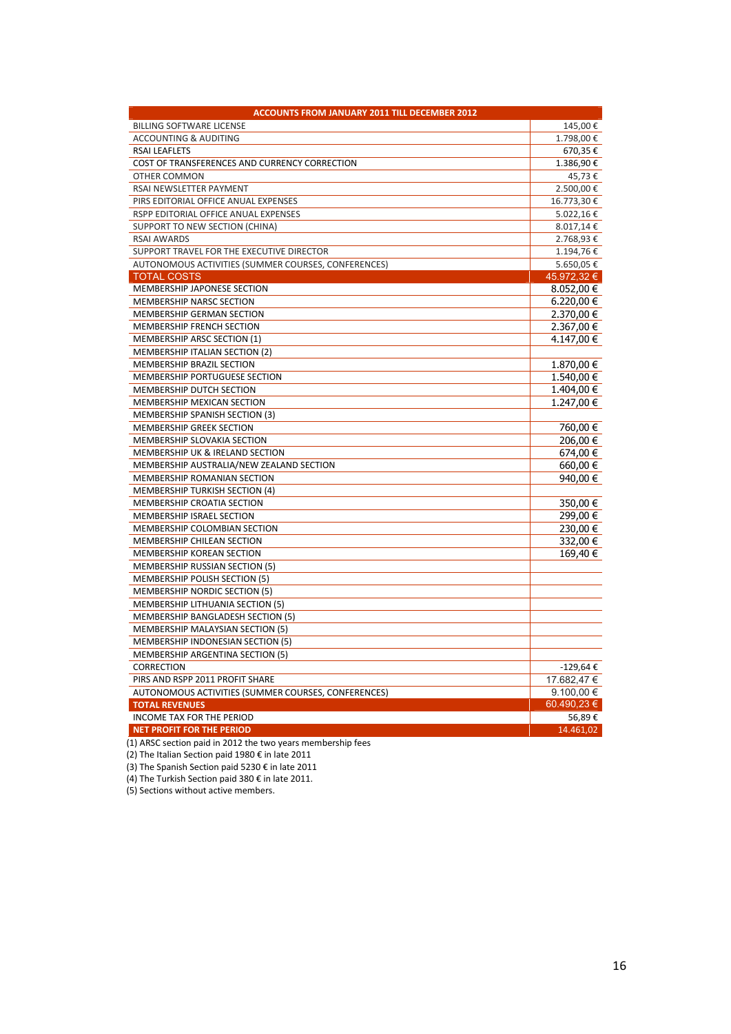| ACCOUNTS FROM JANUARY 2011 TILL DECEMBER 2012 | |
|---|---|
| BILLING SOFTWARE LICENSE | 145,00 € |
| ACCOUNTING & AUDITING | 1.798,00 € |
| RSAI LEAFLETS | 670,35 € |
| COST OF TRANSFERENCES AND CURRENCY CORRECTION | 1.386,90 € |
| OTHER COMMON | 45,73 € |
| RSAI NEWSLETTER PAYMENT | 2.500,00 € |
| PIRS EDITORIAL OFFICE ANUAL EXPENSES | 16.773,30 € |
| RSPP EDITORIAL OFFICE ANUAL EXPENSES | 5.022,16 € |
| SUPPORT TO NEW SECTION (CHINA) | 8.017,14 € |
| RSAI AWARDS | 2.768,93 € |
| SUPPORT TRAVEL FOR THE EXECUTIVE DIRECTOR | 1.194,76 € |
| AUTONOMOUS ACTIVITIES (SUMMER COURSES, CONFERENCES) | 5.650,05 € |
| **TOTAL COSTS** | **45.972,32 €** |
| MEMBERSHIP JAPONESE SECTION | 8.052,00 € |
| MEMBERSHIP NARSC SECTION | 6.220,00 € |
| MEMBERSHIP GERMAN SECTION | 2.370,00 € |
| MEMBERSHIP FRENCH SECTION | 2.367,00 € |
| MEMBERSHIP ARSC SECTION (1) | 4.147,00 € |
| MEMBERSHIP ITALIAN SECTION (2) | |
| MEMBERSHIP BRAZIL SECTION | 1.870,00 € |
| MEMBERSHIP PORTUGUESE SECTION | 1.540,00 € |
| MEMBERSHIP DUTCH SECTION | 1.404,00 € |
| MEMBERSHIP MEXICAN SECTION | 1.247,00 € |
| MEMBERSHIP SPANISH SECTION (3) | |
| MEMBERSHIP GREEK SECTION | 760,00 € |
| MEMBERSHIP SLOVAKIA SECTION | 206,00 € |
| MEMBERSHIP UK & IRELAND SECTION | 674,00 € |
| MEMBERSHIP AUSTRALIA/NEW ZEALAND SECTION | 660,00 € |
| MEMBERSHIP ROMANIAN SECTION | 940,00 € |
| MEMBERSHIP TURKISH SECTION (4) | |
| MEMBERSHIP CROATIA SECTION | 350,00 € |
| MEMBERSHIP ISRAEL SECTION | 299,00 € |
| MEMBERSHIP COLOMBIAN SECTION | 230,00 € |
| MEMBERSHIP CHILEAN SECTION | 332,00 € |
| MEMBERSHIP KOREAN SECTION | 169,40 € |
| MEMBERSHIP RUSSIAN SECTION (5) | |
| MEMBERSHIP POLISH SECTION (5) | |
| MEMBERSHIP NORDIC SECTION (5) | |
| MEMBERSHIP LITHUANIA SECTION (5) | |
| MEMBERSHIP BANGLADESH SECTION (5) | |
| MEMBERSHIP MALAYSIAN SECTION (5) | |
| MEMBERSHIP INDONESIAN SECTION (5) | |
| MEMBERSHIP ARGENTINA SECTION (5) | |
| CORRECTION | -129,64 € |
| PIRS AND RSPP 2011 PROFIT SHARE | 17.682,47 € |
| AUTONOMOUS ACTIVITIES (SUMMER COURSES, CONFERENCES) | 9.100,00 € |
| **TOTAL REVENUES** | **60.490,23 €** |
| INCOME TAX FOR THE PERIOD | 56,89 € |
| **NET PROFIT FOR THE PERIOD** | **14.461,02** |

(1) ARSC section paid in 2012 the two years membership fees
(2) The Italian Section paid 1980 € in late 2011
(3) The Spanish Section paid 5230 € in late 2011
(4) The Turkish Section paid 380 € in late 2011.
(5) Sections without active members.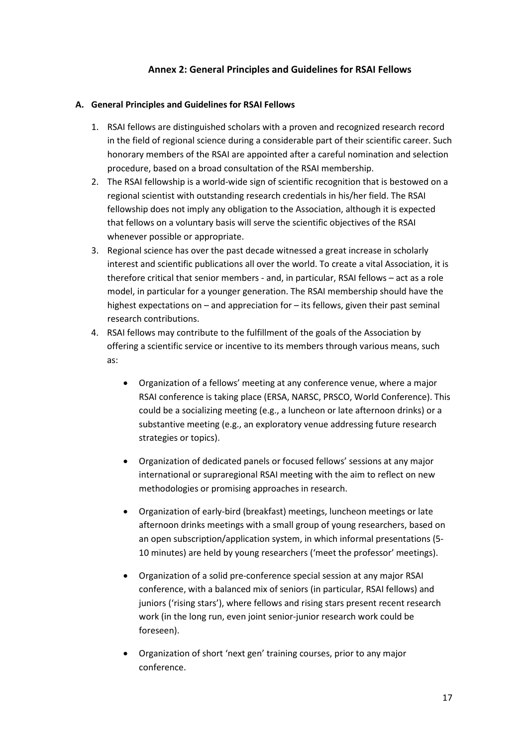## Annex 2: General Principles and Guidelines for RSAI Fellows

### A. General Principles and Guidelines for RSAI Fellows

1. RSAI fellows are distinguished scholars with a proven and recognized research record in the field of regional science during a considerable part of their scientific career. Such honorary members of the RSAI are appointed after a careful nomination and selection procedure, based on a broad consultation of the RSAI membership.
2. The RSAI fellowship is a world-wide sign of scientific recognition that is bestowed on a regional scientist with outstanding research credentials in his/her field. The RSAI fellowship does not imply any obligation to the Association, although it is expected that fellows on a voluntary basis will serve the scientific objectives of the RSAI whenever possible or appropriate.
3. Regional science has over the past decade witnessed a great increase in scholarly interest and scientific publications all over the world. To create a vital Association, it is therefore critical that senior members - and, in particular, RSAI fellows – act as a role model, in particular for a younger generation. The RSAI membership should have the highest expectations on – and appreciation for – its fellows, given their past seminal research contributions.
4. RSAI fellows may contribute to the fulfillment of the goals of the Association by offering a scientific service or incentive to its members through various means, such as:

   - Organization of a fellows' meeting at any conference venue, where a major RSAI conference is taking place (ERSA, NARSC, PRSCO, World Conference). This could be a socializing meeting (e.g., a luncheon or late afternoon drinks) or a substantive meeting (e.g., an exploratory venue addressing future research strategies or topics).

   - Organization of dedicated panels or focused fellows' sessions at any major international or supraregional RSAI meeting with the aim to reflect on new methodologies or promising approaches in research.

   - Organization of early-bird (breakfast) meetings, luncheon meetings or late afternoon drinks meetings with a small group of young researchers, based on an open subscription/application system, in which informal presentations (5-10 minutes) are held by young researchers ('meet the professor' meetings).

   - Organization of a solid pre-conference special session at any major RSAI conference, with a balanced mix of seniors (in particular, RSAI fellows) and juniors ('rising stars'), where fellows and rising stars present recent research work (in the long run, even joint senior-junior research work could be foreseen).

   - Organization of short 'next gen' training courses, prior to any major conference.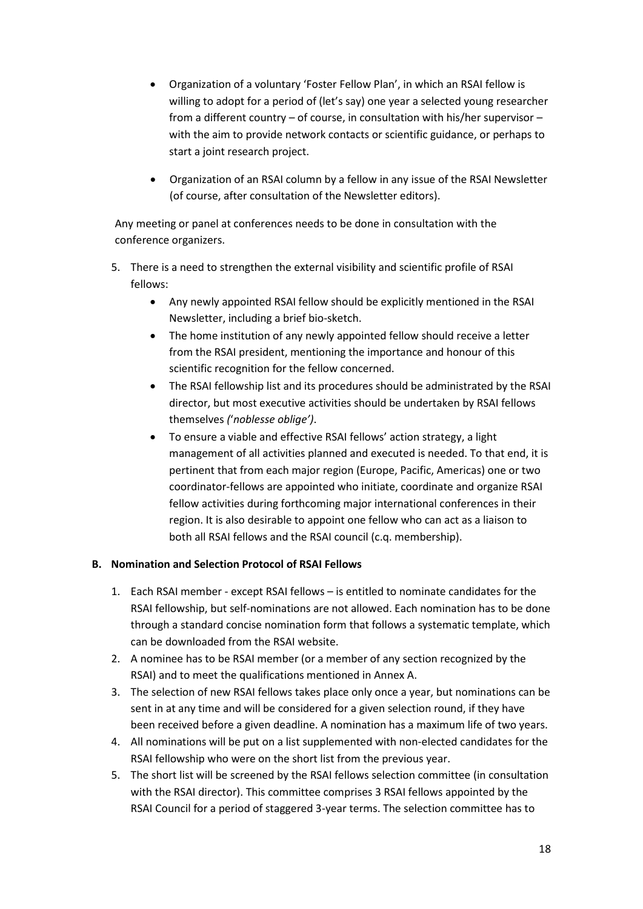- Organization of a voluntary 'Foster Fellow Plan', in which an RSAI fellow is willing to adopt for a period of (let's say) one year a selected young researcher from a different country – of course, in consultation with his/her supervisor – with the aim to provide network contacts or scientific guidance, or perhaps to start a joint research project.

- Organization of an RSAI column by a fellow in any issue of the RSAI Newsletter (of course, after consultation of the Newsletter editors).

Any meeting or panel at conferences needs to be done in consultation with the conference organizers.

5. There is a need to strengthen the external visibility and scientific profile of RSAI fellows:
   - Any newly appointed RSAI fellow should be explicitly mentioned in the RSAI Newsletter, including a brief bio-sketch.
   - The home institution of any newly appointed fellow should receive a letter from the RSAI president, mentioning the importance and honour of this scientific recognition for the fellow concerned.
   - The RSAI fellowship list and its procedures should be administrated by the RSAI director, but most executive activities should be undertaken by RSAI fellows themselves *('noblesse oblige')*.
   - To ensure a viable and effective RSAI fellows' action strategy, a light management of all activities planned and executed is needed. To that end, it is pertinent that from each major region (Europe, Pacific, Americas) one or two coordinator-fellows are appointed who initiate, coordinate and organize RSAI fellow activities during forthcoming major international conferences in their region. It is also desirable to appoint one fellow who can act as a liaison to both all RSAI fellows and the RSAI council (c.q. membership).

**B. Nomination and Selection Protocol of RSAI Fellows**

1. Each RSAI member - except RSAI fellows – is entitled to nominate candidates for the RSAI fellowship, but self-nominations are not allowed. Each nomination has to be done through a standard concise nomination form that follows a systematic template, which can be downloaded from the RSAI website.
2. A nominee has to be RSAI member (or a member of any section recognized by the RSAI) and to meet the qualifications mentioned in Annex A.
3. The selection of new RSAI fellows takes place only once a year, but nominations can be sent in at any time and will be considered for a given selection round, if they have been received before a given deadline. A nomination has a maximum life of two years.
4. All nominations will be put on a list supplemented with non-elected candidates for the RSAI fellowship who were on the short list from the previous year.
5. The short list will be screened by the RSAI fellows selection committee (in consultation with the RSAI director). This committee comprises 3 RSAI fellows appointed by the RSAI Council for a period of staggered 3-year terms. The selection committee has to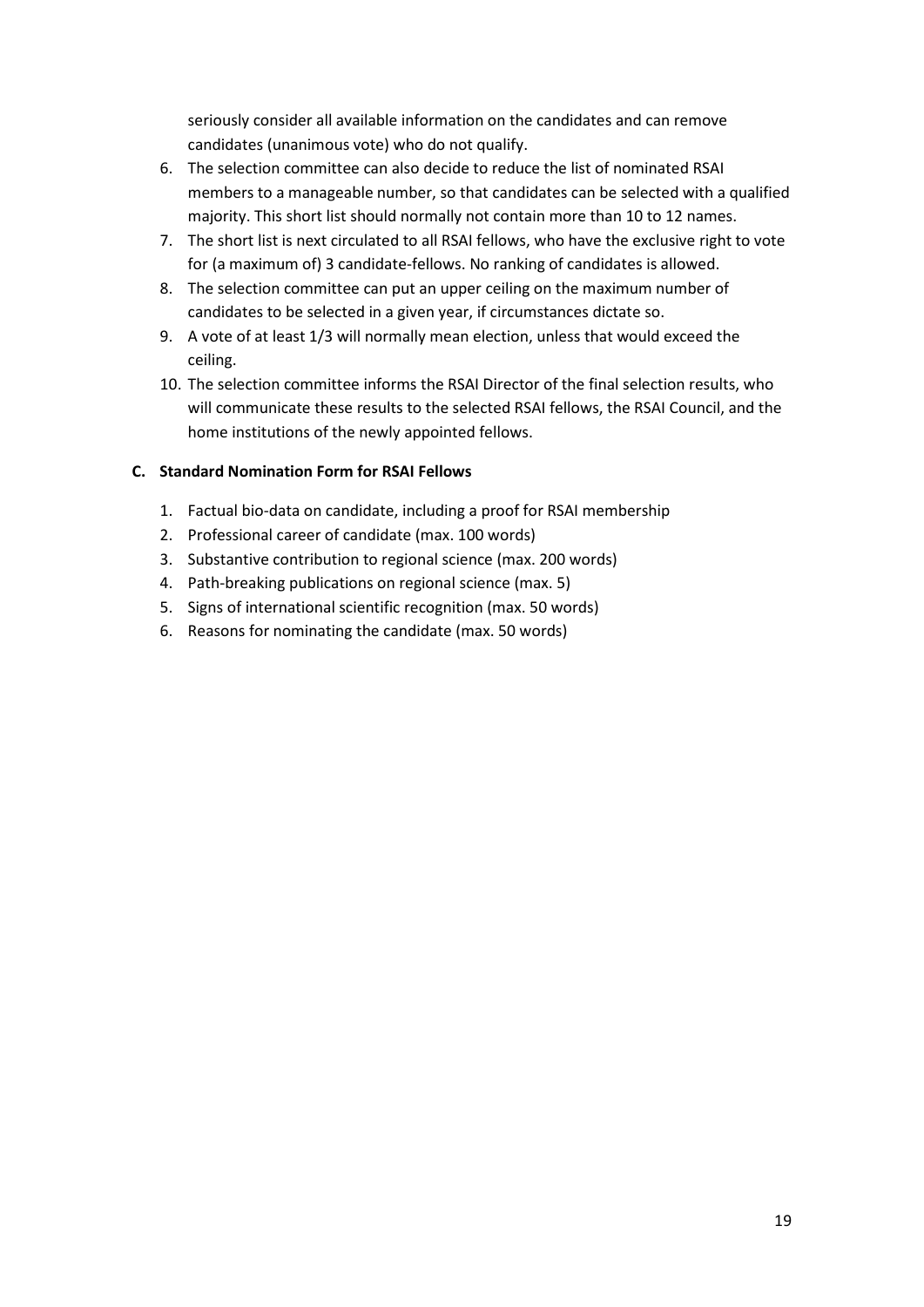seriously consider all available information on the candidates and can remove candidates (unanimous vote) who do not qualify.

6. The selection committee can also decide to reduce the list of nominated RSAI members to a manageable number, so that candidates can be selected with a qualified majority. This short list should normally not contain more than 10 to 12 names.
7. The short list is next circulated to all RSAI fellows, who have the exclusive right to vote for (a maximum of) 3 candidate-fellows. No ranking of candidates is allowed.
8. The selection committee can put an upper ceiling on the maximum number of candidates to be selected in a given year, if circumstances dictate so.
9. A vote of at least 1/3 will normally mean election, unless that would exceed the ceiling.
10. The selection committee informs the RSAI Director of the final selection results, who will communicate these results to the selected RSAI fellows, the RSAI Council, and the home institutions of the newly appointed fellows.

**C. Standard Nomination Form for RSAI Fellows**

1. Factual bio-data on candidate, including a proof for RSAI membership
2. Professional career of candidate (max. 100 words)
3. Substantive contribution to regional science (max. 200 words)
4. Path-breaking publications on regional science (max. 5)
5. Signs of international scientific recognition (max. 50 words)
6. Reasons for nominating the candidate (max. 50 words)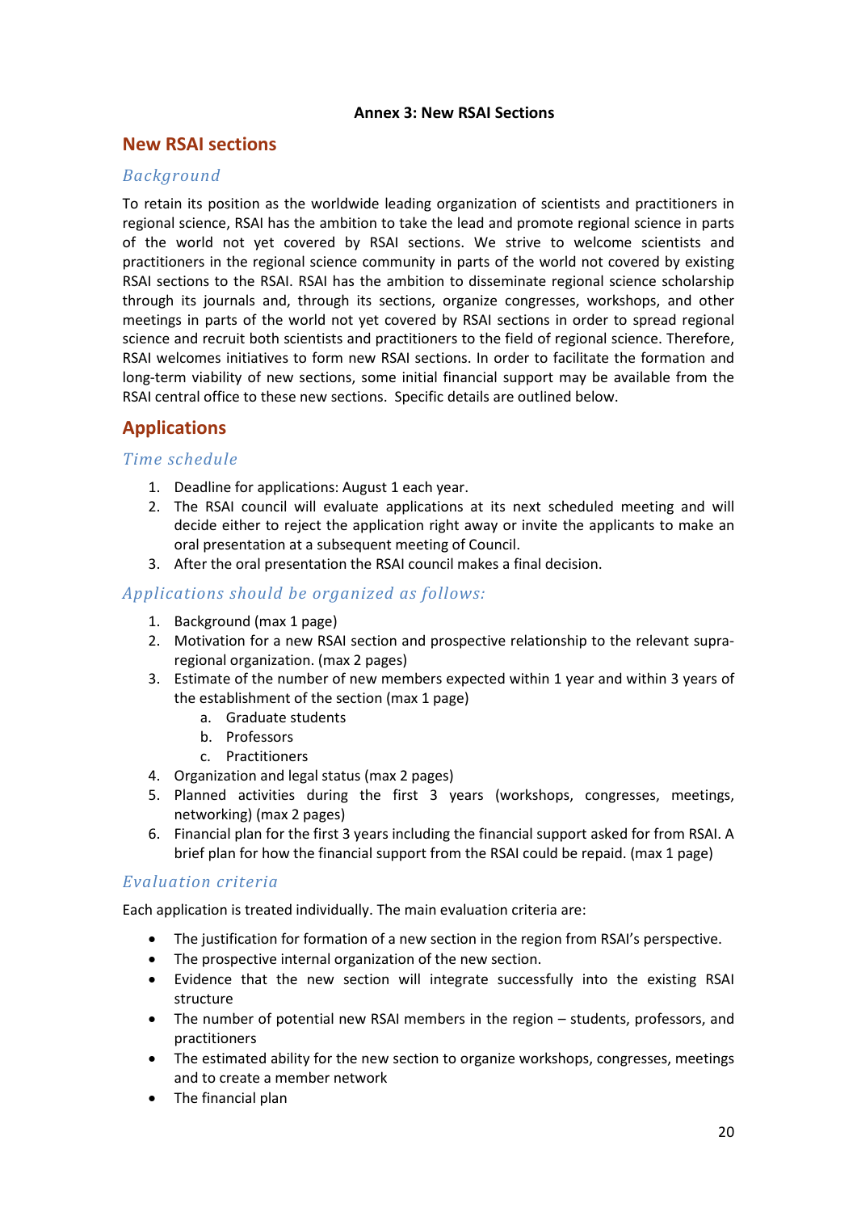**Annex 3: New RSAI Sections**

## New RSAI sections

### *Background*

To retain its position as the worldwide leading organization of scientists and practitioners in regional science, RSAI has the ambition to take the lead and promote regional science in parts of the world not yet covered by RSAI sections. We strive to welcome scientists and practitioners in the regional science community in parts of the world not covered by existing RSAI sections to the RSAI. RSAI has the ambition to disseminate regional science scholarship through its journals and, through its sections, organize congresses, workshops, and other meetings in parts of the world not yet covered by RSAI sections in order to spread regional science and recruit both scientists and practitioners to the field of regional science. Therefore, RSAI welcomes initiatives to form new RSAI sections. In order to facilitate the formation and long-term viability of new sections, some initial financial support may be available from the RSAI central office to these new sections. Specific details are outlined below.

## Applications

### *Time schedule*

1. Deadline for applications: August 1 each year.
2. The RSAI council will evaluate applications at its next scheduled meeting and will decide either to reject the application right away or invite the applicants to make an oral presentation at a subsequent meeting of Council.
3. After the oral presentation the RSAI council makes a final decision.

### *Applications should be organized as follows:*

1. Background (max 1 page)
2. Motivation for a new RSAI section and prospective relationship to the relevant supra-regional organization. (max 2 pages)
3. Estimate of the number of new members expected within 1 year and within 3 years of the establishment of the section (max 1 page)
   a. Graduate students
   b. Professors
   c. Practitioners
4. Organization and legal status (max 2 pages)
5. Planned activities during the first 3 years (workshops, congresses, meetings, networking) (max 2 pages)
6. Financial plan for the first 3 years including the financial support asked for from RSAI. A brief plan for how the financial support from the RSAI could be repaid. (max 1 page)

### *Evaluation criteria*

Each application is treated individually. The main evaluation criteria are:

- The justification for formation of a new section in the region from RSAI's perspective.
- The prospective internal organization of the new section.
- Evidence that the new section will integrate successfully into the existing RSAI structure
- The number of potential new RSAI members in the region – students, professors, and practitioners
- The estimated ability for the new section to organize workshops, congresses, meetings and to create a member network
- The financial plan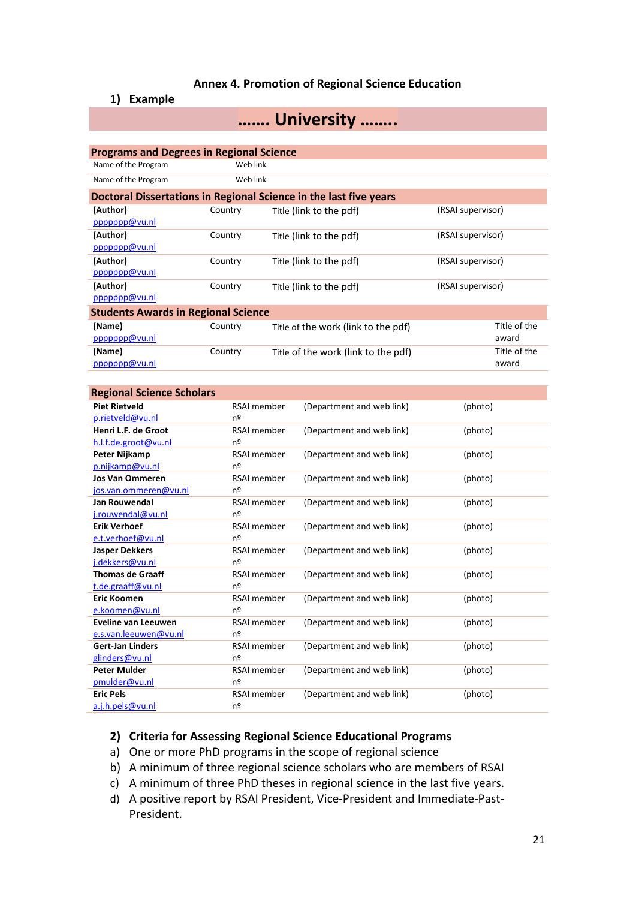## Annex 4. Promotion of Regional Science Education

### 1) Example

# ……. University ……..

| Programs and Degrees in Regional Science | | | |
|---|---|---|---|
| Name of the Program | Web link | | |
| Name of the Program | Web link | | |
| **Doctoral Dissertations in Regional Science in the last five years** | | | |
| **(Author)** pppppp@vu.nl | Country | Title (link to the pdf) | (RSAI supervisor) |
| **(Author)** pppppp@vu.nl | Country | Title (link to the pdf) | (RSAI supervisor) |
| **(Author)** pppppp@vu.nl | Country | Title (link to the pdf) | (RSAI supervisor) |
| **(Author)** pppppp@vu.nl | Country | Title (link to the pdf) | (RSAI supervisor) |
| **Students Awards in Regional Science** | | | |
| **(Name)** pppppp@vu.nl | Country | Title of the work (link to the pdf) | Title of the award |
| **(Name)** pppppp@vu.nl | Country | Title of the work (link to the pdf) | Title of the award |

| Regional Science Scholars | | | |
|---|---|---|---|
| **Piet Rietveld** p.rietveld@vu.nl | RSAI member nº | (Department and web link) | (photo) |
| **Henri L.F. de Groot** h.l.f.de.groot@vu.nl | RSAI member nº | (Department and web link) | (photo) |
| **Peter Nijkamp** p.nijkamp@vu.nl | RSAI member nº | (Department and web link) | (photo) |
| **Jos Van Ommeren** jos.van.ommeren@vu.nl | RSAI member nº | (Department and web link) | (photo) |
| **Jan Rouwendal** j.rouwendal@vu.nl | RSAI member nº | (Department and web link) | (photo) |
| **Erik Verhoef** e.t.verhoef@vu.nl | RSAI member nº | (Department and web link) | (photo) |
| **Jasper Dekkers** j.dekkers@vu.nl | RSAI member nº | (Department and web link) | (photo) |
| **Thomas de Graaff** t.de.graaff@vu.nl | RSAI member nº | (Department and web link) | (photo) |
| **Eric Koomen** e.koomen@vu.nl | RSAI member nº | (Department and web link) | (photo) |
| **Eveline van Leeuwen** e.s.van.leeuwen@vu.nl | RSAI member nº | (Department and web link) | (photo) |
| **Gert-Jan Linders** glinders@vu.nl | RSAI member nº | (Department and web link) | (photo) |
| **Peter Mulder** pmulder@vu.nl | RSAI member nº | (Department and web link) | (photo) |
| **Eric Pels** a.j.h.pels@vu.nl | RSAI member nº | (Department and web link) | (photo) |

### 2) Criteria for Assessing Regional Science Educational Programs

a) One or more PhD programs in the scope of regional science

b) A minimum of three regional science scholars who are members of RSAI

c) A minimum of three PhD theses in regional science in the last five years.

d) A positive report by RSAI President, Vice-President and Immediate-Past-President.